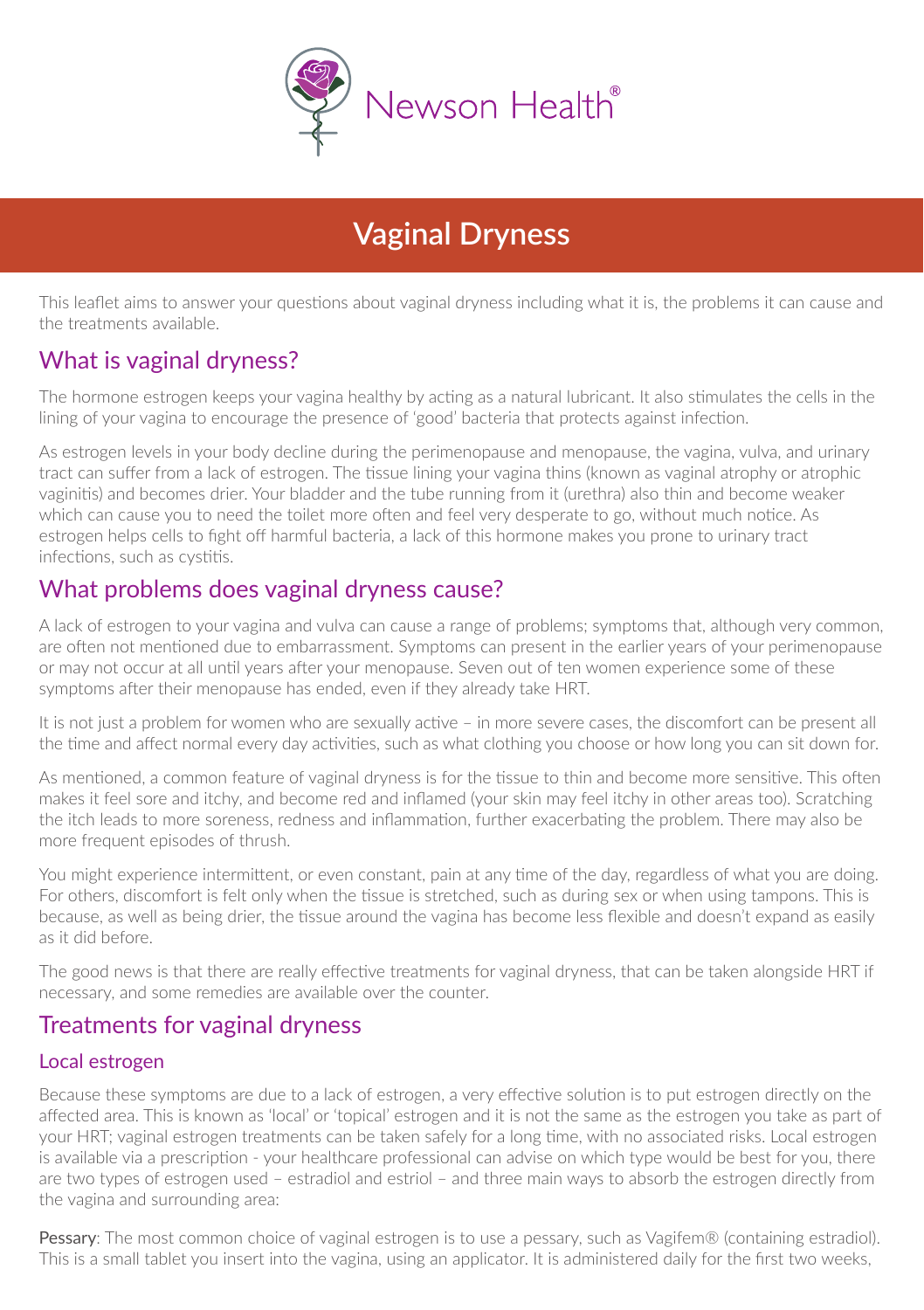Newson Health®

# Vaginal Dryness

This leaflet aims to answer your questions about vaginal dryness including what it is, the problems it can cause and the treatments available.

## What is vaginal dryness?

The hormone estrogen keeps your vagina healthy by acting as a natural lubricant. It also stimulates the cells in the lining of your vagina to encourage the presence of 'good' bacteria that protects against infection.

As estrogen levels in your body decline during the perimenopause and menopause, the vagina, vulva, and urinary tract can suffer from a lack of estrogen. The tissue lining your vagina thins (known as vaginal atrophy or atrophic vaginitis) and becomes drier. Your bladder and the tube running from it (urethra) also thin and become weaker which can cause you to need the toilet more often and feel very desperate to go, without much notice. As estrogen helps cells to fight off harmful bacteria, a lack of this hormone makes you prone to urinary tract infections, such as cystitis.

## What problems does vaginal dryness cause?

A lack of estrogen to your vagina and vulva can cause a range of problems; symptoms that, although very common, are often not mentioned due to embarrassment. Symptoms can present in the earlier years of your perimenopause or may not occur at all until years after your menopause. Seven out of ten women experience some of these symptoms after their menopause has ended, even if they already take HRT.

It is not just a problem for women who are sexually active – in more severe cases, the discomfort can be present all the time and affect normal every day activities, such as what clothing you choose or how long you can sit down for.

As mentioned, a common feature of vaginal dryness is for the tissue to thin and become more sensitive. This often makes it feel sore and itchy, and become red and inflamed (your skin may feel itchy in other areas too). Scratching the itch leads to more soreness, redness and inflammation, further exacerbating the problem. There may also be more frequent episodes of thrush.

You might experience intermittent, or even constant, pain at any time of the day, regardless of what you are doing. For others, discomfort is felt only when the tissue is stretched, such as during sex or when using tampons. This is because, as well as being drier, the tissue around the vagina has become less flexible and doesn't expand as easily as it did before.

The good news is that there are really effective treatments for vaginal dryness, that can be taken alongside HRT if necessary, and some remedies are available over the counter.

## Treatments for vaginal dryness

### Local estrogen

Because these symptoms are due to a lack of estrogen, a very effective solution is to put estrogen directly on the affected area. This is known as 'local' or 'topical' estrogen and it is not the same as the estrogen you take as part of your HRT; vaginal estrogen treatments can be taken safely for a long time, with no associated risks. Local estrogen is available via a prescription - your healthcare professional can advise on which type would be best for you, there are two types of estrogen used – estradiol and estriol – and three main ways to absorb the estrogen directly from the vagina and surrounding area:

**Pessary**: The most common choice of vaginal estrogen is to use a pessary, such as Vagifem® (containing estradiol). This is a small tablet you insert into the vagina, using an applicator. It is administered daily for the first two weeks,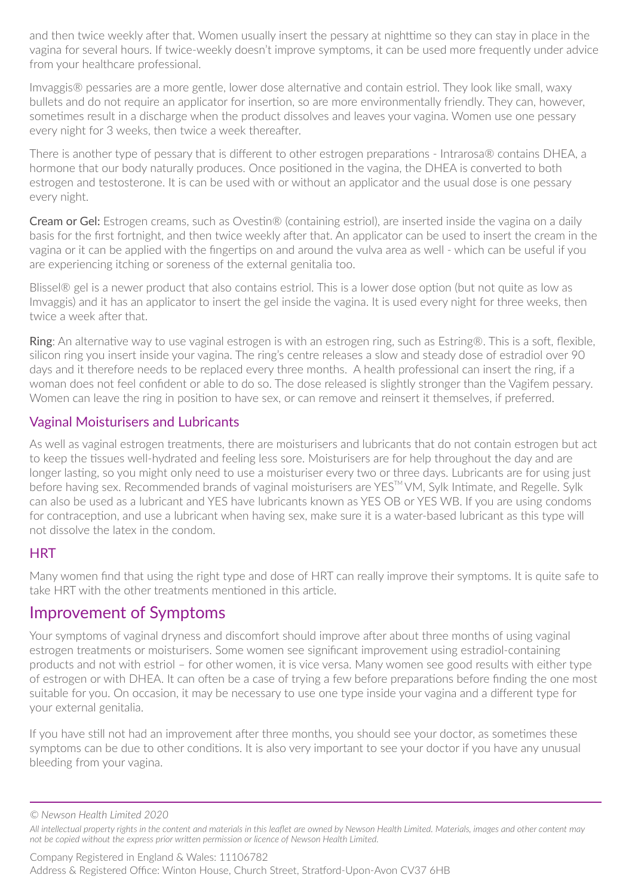and then twice weekly after that. Women usually insert the pessary at nighttime so they can stay in place in the vagina for several hours. If twice-weekly doesn't improve symptoms, it can be used more frequently under advice from your healthcare professional.

Imvaggis® pessaries are a more gentle, lower dose alternative and contain estriol. They look like small, waxy bullets and do not require an applicator for insertion, so are more environmentally friendly. They can, however, sometimes result in a discharge when the product dissolves and leaves your vagina. Women use one pessary every night for 3 weeks, then twice a week thereafter.

There is another type of pessary that is different to other estrogen preparations - Intrarosa® contains DHEA, a hormone that our body naturally produces. Once positioned in the vagina, the DHEA is converted to both estrogen and testosterone. It is can be used with or without an applicator and the usual dose is one pessary every night.

**Cream or Gel:** Estrogen creams, such as Ovestin® (containing estriol), are inserted inside the vagina on a daily basis for the first fortnight, and then twice weekly after that. An applicator can be used to insert the cream in the vagina or it can be applied with the fingertips on and around the vulva area as well - which can be useful if you are experiencing itching or soreness of the external genitalia too.

Blissel® gel is a newer product that also contains estriol. This is a lower dose option (but not quite as low as Imvaggis) and it has an applicator to insert the gel inside the vagina. It is used every night for three weeks, then twice a week after that.

**Ring**: An alternative way to use vaginal estrogen is with an estrogen ring, such as Estring®. This is a soft, flexible, silicon ring you insert inside your vagina. The ring's centre releases a slow and steady dose of estradiol over 90 days and it therefore needs to be replaced every three months. A health professional can insert the ring, if a woman does not feel confident or able to do so. The dose released is slightly stronger than the Vagifem pessary. Women can leave the ring in position to have sex, or can remove and reinsert it themselves, if preferred.

### Vaginal Moisturisers and Lubricants

As well as vaginal estrogen treatments, there are moisturisers and lubricants that do not contain estrogen but act to keep the tissues well-hydrated and feeling less sore. Moisturisers are for help throughout the day and are longer lasting, so you might only need to use a moisturiser every two or three days. Lubricants are for using just before having sex. Recommended brands of vaginal moisturisers are YES™ VM, Sylk Intimate, and Regelle. Sylk can also be used as a lubricant and YES have lubricants known as YES OB or YES WB. If you are using condoms for contraception, and use a lubricant when having sex, make sure it is a water-based lubricant as this type will not dissolve the latex in the condom.

### HRT

Many women find that using the right type and dose of HRT can really improve their symptoms. It is quite safe to take HRT with the other treatments mentioned in this article.

## Improvement of Symptoms

Your symptoms of vaginal dryness and discomfort should improve after about three months of using vaginal estrogen treatments or moisturisers. Some women see significant improvement using estradiol-containing products and not with estriol – for other women, it is vice versa. Many women see good results with either type of estrogen or with DHEA. It can often be a case of trying a few before preparations before finding the one most suitable for you. On occasion, it may be necessary to use one type inside your vagina and a different type for your external genitalia.

If you have still not had an improvement after three months, you should see your doctor, as sometimes these symptoms can be due to other conditions. It is also very important to see your doctor if you have any unusual bleeding from your vagina.

*© Newson Health Limited 2020*

*All intellectual property rights in the content and materials in this leaflet are owned by Newson Health Limited. Materials, images and other content may not be copied without the express prior written permission or licence of Newson Health Limited.*

Company Registered in England & Wales: 11106782
Address & Registered Office: Winton House, Church Street, Stratford-Upon-Avon CV37 6HB